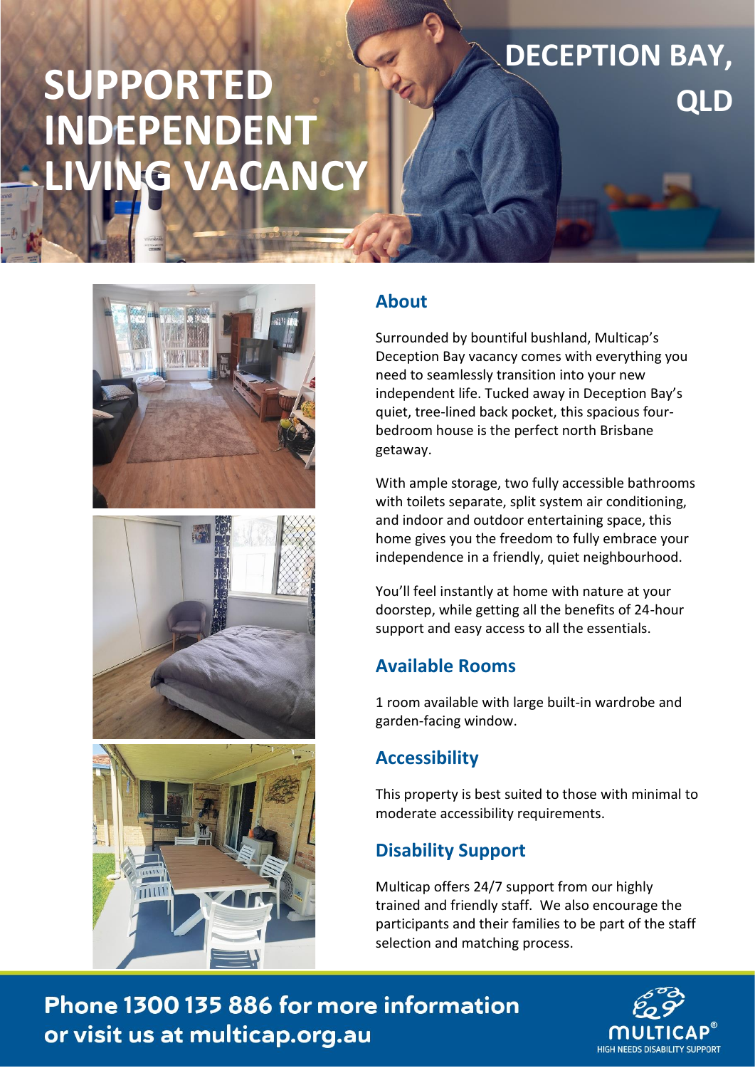# SUPPORTED INDEPENDENT LIVING VACANCY

# DECEPTION BAY, QLD

## About

Surrounded by bountiful bushland, Multicap's Deception Bay vacancy comes with everything you need to seamlessly transition into your new independent life. Tucked away in Deception Bay's quiet, tree-lined back pocket, this spacious four-bedroom house is the perfect north Brisbane getaway.

With ample storage, two fully accessible bathrooms with toilets separate, split system air conditioning, and indoor and outdoor entertaining space, this home gives you the freedom to fully embrace your independence in a friendly, quiet neighbourhood.

You'll feel instantly at home with nature at your doorstep, while getting all the benefits of 24-hour support and easy access to all the essentials.

## Available Rooms

1 room available with large built-in wardrobe and garden-facing window.

## Accessibility

This property is best suited to those with minimal to moderate accessibility requirements.

## Disability Support

Multicap offers 24/7 support from our highly trained and friendly staff. We also encourage the participants and their families to be part of the staff selection and matching process.

**Phone 1300 135 886 for more information or visit us at multicap.org.au**

MULTICAP®
HIGH NEEDS DISABILITY SUPPORT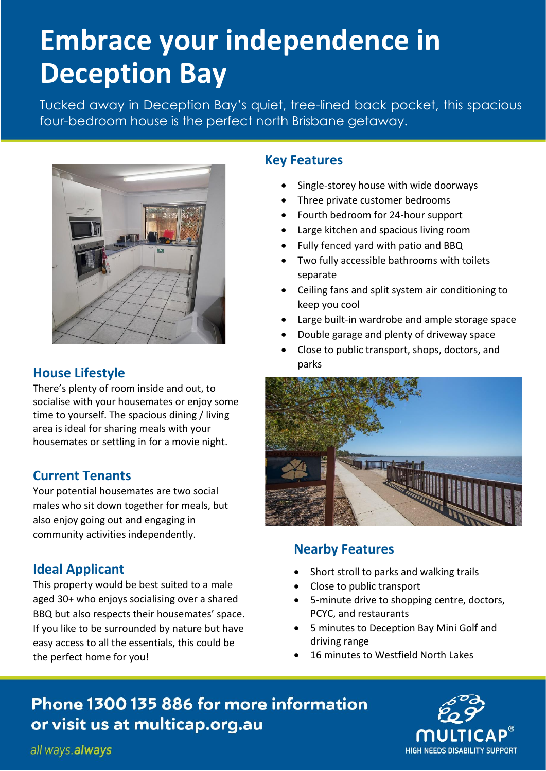# Embrace your independence in Deception Bay

Tucked away in Deception Bay's quiet, tree-lined back pocket, this spacious four-bedroom house is the perfect north Brisbane getaway.

## House Lifestyle

There's plenty of room inside and out, to socialise with your housemates or enjoy some time to yourself. The spacious dining / living area is ideal for sharing meals with your housemates or settling in for a movie night.

## Current Tenants

Your potential housemates are two social males who sit down together for meals, but also enjoy going out and engaging in community activities independently.

## Ideal Applicant

This property would be best suited to a male aged 30+ who enjoys socialising over a shared BBQ but also respects their housemates' space. If you like to be surrounded by nature but have easy access to all the essentials, this could be the perfect home for you!

## Key Features

- Single-storey house with wide doorways
- Three private customer bedrooms
- Fourth bedroom for 24-hour support
- Large kitchen and spacious living room
- Fully fenced yard with patio and BBQ
- Two fully accessible bathrooms with toilets separate
- Ceiling fans and split system air conditioning to keep you cool
- Large built-in wardrobe and ample storage space
- Double garage and plenty of driveway space
- Close to public transport, shops, doctors, and parks

## Nearby Features

- Short stroll to parks and walking trails
- Close to public transport
- 5-minute drive to shopping centre, doctors, PCYC, and restaurants
- 5 minutes to Deception Bay Mini Golf and driving range
- 16 minutes to Westfield North Lakes

**Phone 1300 135 886 for more information or visit us at multicap.org.au**

*all ways.**always***

MULTICAP® HIGH NEEDS DISABILITY SUPPORT